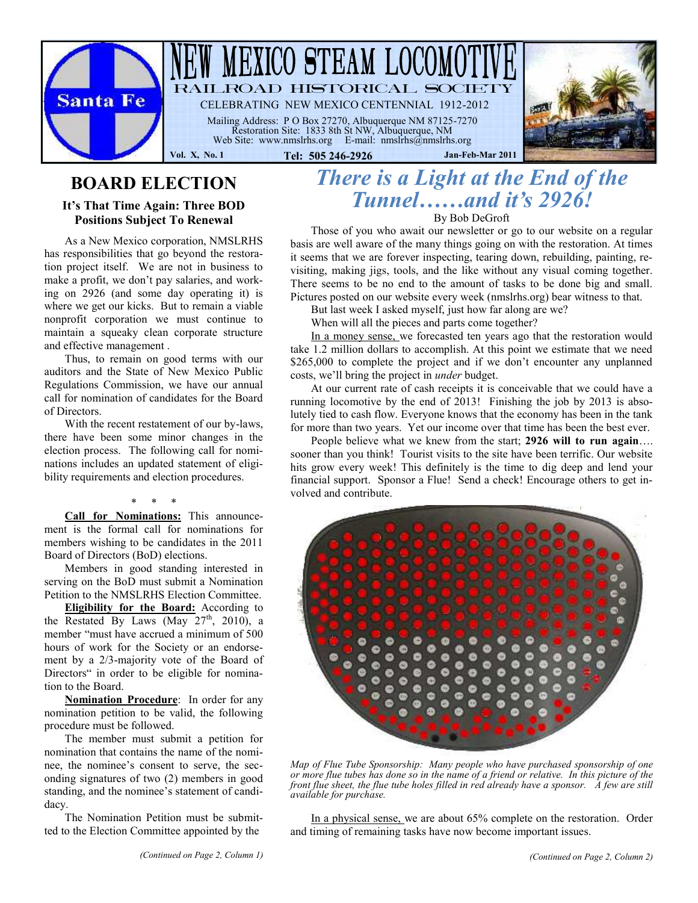# NEW MEXICO STEAM LOCOMOTIVE

## RAILROAD HISTORICAL SOCIETY

CELEBRATING NEW MEXICO CENTENNIAL 1912-2012

Mailing Address: P O Box 27270, Albuquerque NM 87125-7270
Restoration Site: 1833 8th St NW, Albuquerque, NM
Web Site: www.nmslrhs.org E-mail: nmslrhs@nmslrhs.org

Vol. X, No. 1 Tel: 505 246-2926 Jan-Feb-Mar 2011

## BOARD ELECTION

### It's That Time Again: Three BOD Positions Subject To Renewal

As a New Mexico corporation, NMSLRHS has responsibilities that go beyond the restoration project itself. We are not in business to make a profit, we don't pay salaries, and working on 2926 (and some day operating it) is where we get our kicks. But to remain a viable nonprofit corporation we must continue to maintain a squeaky clean corporate structure and effective management .

Thus, to remain on good terms with our auditors and the State of New Mexico Public Regulations Commission, we have our annual call for nomination of candidates for the Board of Directors.

With the recent restatement of our by-laws, there have been some minor changes in the election process. The following call for nominations includes an updated statement of eligibility requirements and election procedures.

\* \* \*

**Call for Nominations:** This announcement is the formal call for nominations for members wishing to be candidates in the 2011 Board of Directors (BoD) elections.

Members in good standing interested in serving on the BoD must submit a Nomination Petition to the NMSLRHS Election Committee.

**Eligibility for the Board:** According to the Restated By Laws (May 27th, 2010), a member "must have accrued a minimum of 500 hours of work for the Society or an endorsement by a 2/3-majority vote of the Board of Directors" in order to be eligible for nomination to the Board.

**Nomination Procedure**: In order for any nomination petition to be valid, the following procedure must be followed.

The member must submit a petition for nomination that contains the name of the nominee, the nominee's consent to serve, the seconding signatures of two (2) members in good standing, and the nominee's statement of candidacy.

The Nomination Petition must be submitted to the Election Committee appointed by the

*(Continued on Page 2, Column 1)*

## *There is a Light at the End of the Tunnel……and it's 2926!*

By Bob DeGroft

Those of you who await our newsletter or go to our website on a regular basis are well aware of the many things going on with the restoration. At times it seems that we are forever inspecting, tearing down, rebuilding, painting, revisiting, making jigs, tools, and the like without any visual coming together. There seems to be no end to the amount of tasks to be done big and small. Pictures posted on our website every week (nmslrhs.org) bear witness to that.

But last week I asked myself, just how far along are we?

When will all the pieces and parts come together?

In a money sense, we forecasted ten years ago that the restoration would take 1.2 million dollars to accomplish. At this point we estimate that we need $265,000 to complete the project and if we don't encounter any unplanned costs, we'll bring the project in *under* budget.

At our current rate of cash receipts it is conceivable that we could have a running locomotive by the end of 2013! Finishing the job by 2013 is absolutely tied to cash flow. Everyone knows that the economy has been in the tank for more than two years. Yet our income over that time has been the best ever.

People believe what we knew from the start; **2926 will to run again**…. sooner than you think! Tourist visits to the site have been terrific. Our website hits grow every week! This definitely is the time to dig deep and lend your financial support. Sponsor a Flue! Send a check! Encourage others to get involved and contribute.

*Map of Flue Tube Sponsorship: Many people who have purchased sponsorship of one or more flue tubes has done so in the name of a friend or relative. In this picture of the front flue sheet, the flue tube holes filled in red already have a sponsor. A few are still available for purchase.*

In a physical sense, we are about 65% complete on the restoration. Order and timing of remaining tasks have now become important issues.

*(Continued on Page 2, Column 2)*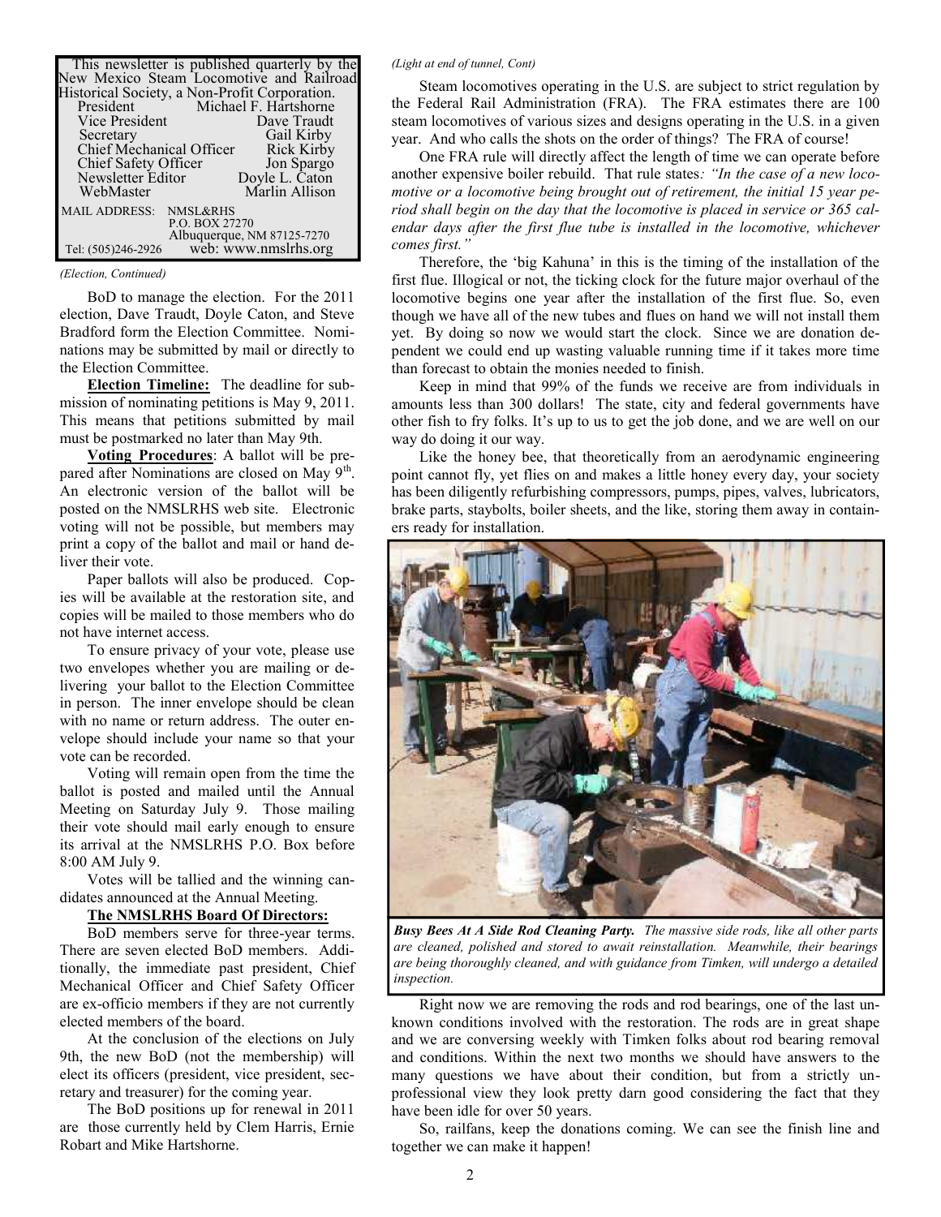This newsletter is published quarterly by the New Mexico Steam Locomotive and Railroad Historical Society, a Non-Profit Corporation.

| | |
|---|---|
| President | Michael F. Hartshorne |
| Vice President | Dave Traudt |
| Secretary | Gail Kirby |
| Chief Mechanical Officer | Rick Kirby |
| Chief Safety Officer | Jon Spargo |
| Newsletter Editor | Doyle L. Caton |
| WebMaster | Marlin Allison |

MAIL ADDRESS: NMSL&RHS
P.O. BOX 27270
Albuquerque, NM 87125-7270
Tel: (505)246-2926 web: www.nmslrhs.org

*(Election, Continued)*

BoD to manage the election. For the 2011 election, Dave Traudt, Doyle Caton, and Steve Bradford form the Election Committee. Nominations may be submitted by mail or directly to the Election Committee.

**Election Timeline:** The deadline for submission of nominating petitions is May 9, 2011. This means that petitions submitted by mail must be postmarked no later than May 9th.

**Voting Procedures**: A ballot will be prepared after Nominations are closed on May 9th. An electronic version of the ballot will be posted on the NMSLRHS web site. Electronic voting will not be possible, but members may print a copy of the ballot and mail or hand deliver their vote.

Paper ballots will also be produced. Copies will be available at the restoration site, and copies will be mailed to those members who do not have internet access.

To ensure privacy of your vote, please use two envelopes whether you are mailing or delivering your ballot to the Election Committee in person. The inner envelope should be clean with no name or return address. The outer envelope should include your name so that your vote can be recorded.

Voting will remain open from the time the ballot is posted and mailed until the Annual Meeting on Saturday July 9. Those mailing their vote should mail early enough to ensure its arrival at the NMSLRHS P.O. Box before 8:00 AM July 9.

Votes will be tallied and the winning candidates announced at the Annual Meeting.

**The NMSLRHS Board Of Directors:**

BoD members serve for three-year terms. There are seven elected BoD members. Additionally, the immediate past president, Chief Mechanical Officer and Chief Safety Officer are ex-officio members if they are not currently elected members of the board.

At the conclusion of the elections on July 9th, the new BoD (not the membership) will elect its officers (president, vice president, secretary and treasurer) for the coming year.

The BoD positions up for renewal in 2011 are those currently held by Clem Harris, Ernie Robart and Mike Hartshorne.

*(Light at end of tunnel, Cont)*

Steam locomotives operating in the U.S. are subject to strict regulation by the Federal Rail Administration (FRA). The FRA estimates there are 100 steam locomotives of various sizes and designs operating in the U.S. in a given year. And who calls the shots on the order of things? The FRA of course!

One FRA rule will directly affect the length of time we can operate before another expensive boiler rebuild. That rule states*: "In the case of a new locomotive or a locomotive being brought out of retirement, the initial 15 year period shall begin on the day that the locomotive is placed in service or 365 calendar days after the first flue tube is installed in the locomotive, whichever comes first."*

Therefore, the 'big Kahuna' in this is the timing of the installation of the first flue. Illogical or not, the ticking clock for the future major overhaul of the locomotive begins one year after the installation of the first flue. So, even though we have all of the new tubes and flues on hand we will not install them yet. By doing so now we would start the clock. Since we are donation dependent we could end up wasting valuable running time if it takes more time than forecast to obtain the monies needed to finish.

Keep in mind that 99% of the funds we receive are from individuals in amounts less than 300 dollars! The state, city and federal governments have other fish to fry folks. It's up to us to get the job done, and we are well on our way do doing it our way.

Like the honey bee, that theoretically from an aerodynamic engineering point cannot fly, yet flies on and makes a little honey every day, your society has been diligently refurbishing compressors, pumps, pipes, valves, lubricators, brake parts, staybolts, boiler sheets, and the like, storing them away in containers ready for installation.

***Busy Bees At A Side Rod Cleaning Party.*** *The massive side rods, like all other parts are cleaned, polished and stored to await reinstallation. Meanwhile, their bearings are being thoroughly cleaned, and with guidance from Timken, will undergo a detailed inspection.*

Right now we are removing the rods and rod bearings, one of the last unknown conditions involved with the restoration. The rods are in great shape and we are conversing weekly with Timken folks about rod bearing removal and conditions. Within the next two months we should have answers to the many questions we have about their condition, but from a strictly unprofessional view they look pretty darn good considering the fact that they have been idle for over 50 years.

So, railfans, keep the donations coming. We can see the finish line and together we can make it happen!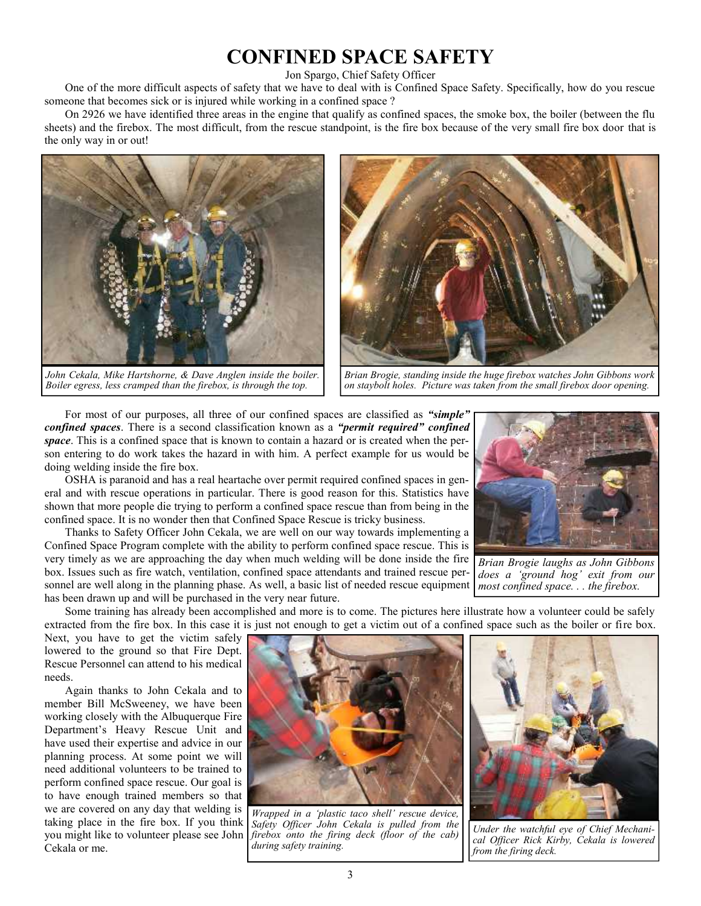# CONFINED SPACE SAFETY

Jon Spargo, Chief Safety Officer

One of the more difficult aspects of safety that we have to deal with is Confined Space Safety. Specifically, how do you rescue someone that becomes sick or is injured while working in a confined space ?

On 2926 we have identified three areas in the engine that qualify as confined spaces, the smoke box, the boiler (between the flu sheets) and the firebox. The most difficult, from the rescue standpoint, is the fire box because of the very small fire box door that is the only way in or out!

*John Cekala, Mike Hartshorne, & Dave Anglen inside the boiler. Boiler egress, less cramped than the firebox, is through the top.*

*Brian Brogie, standing inside the huge firebox watches John Gibbons work on staybolt holes. Picture was taken from the small firebox door opening.*

For most of our purposes, all three of our confined spaces are classified as ***"simple" confined spaces***. There is a second classification known as a ***"permit required" confined space***. This is a confined space that is known to contain a hazard or is created when the person entering to do work takes the hazard in with him. A perfect example for us would be doing welding inside the fire box.

OSHA is paranoid and has a real heartache over permit required confined spaces in general and with rescue operations in particular. There is good reason for this. Statistics have shown that more people die trying to perform a confined space rescue than from being in the confined space. It is no wonder then that Confined Space Rescue is tricky business.

Thanks to Safety Officer John Cekala, we are well on our way towards implementing a Confined Space Program complete with the ability to perform confined space rescue. This is very timely as we are approaching the day when much welding will be done inside the fire box. Issues such as fire watch, ventilation, confined space attendants and trained rescue personnel are well along in the planning phase. As well, a basic list of needed rescue equipment has been drawn up and will be purchased in the very near future.

*Brian Brogie laughs as John Gibbons does a 'ground hog' exit from our most confined space. . . the firebox.*

Some training has already been accomplished and more is to come. The pictures here illustrate how a volunteer could be safely extracted from the fire box. In this case it is just not enough to get a victim out of a confined space such as the boiler or fire box. Next, you have to get the victim safely lowered to the ground so that Fire Dept. Rescue Personnel can attend to his medical needs.

Again thanks to John Cekala and to member Bill McSweeney, we have been working closely with the Albuquerque Fire Department's Heavy Rescue Unit and have used their expertise and advice in our planning process. At some point we will need additional volunteers to be trained to perform confined space rescue. Our goal is to have enough trained members so that we are covered on any day that welding is taking place in the fire box. If you think you might like to volunteer please see John Cekala or me.

*Wrapped in a 'plastic taco shell' rescue device, Safety Officer John Cekala is pulled from the firebox onto the firing deck (floor of the cab) during safety training.*

*Under the watchful eye of Chief Mechanical Officer Rick Kirby, Cekala is lowered from the firing deck.*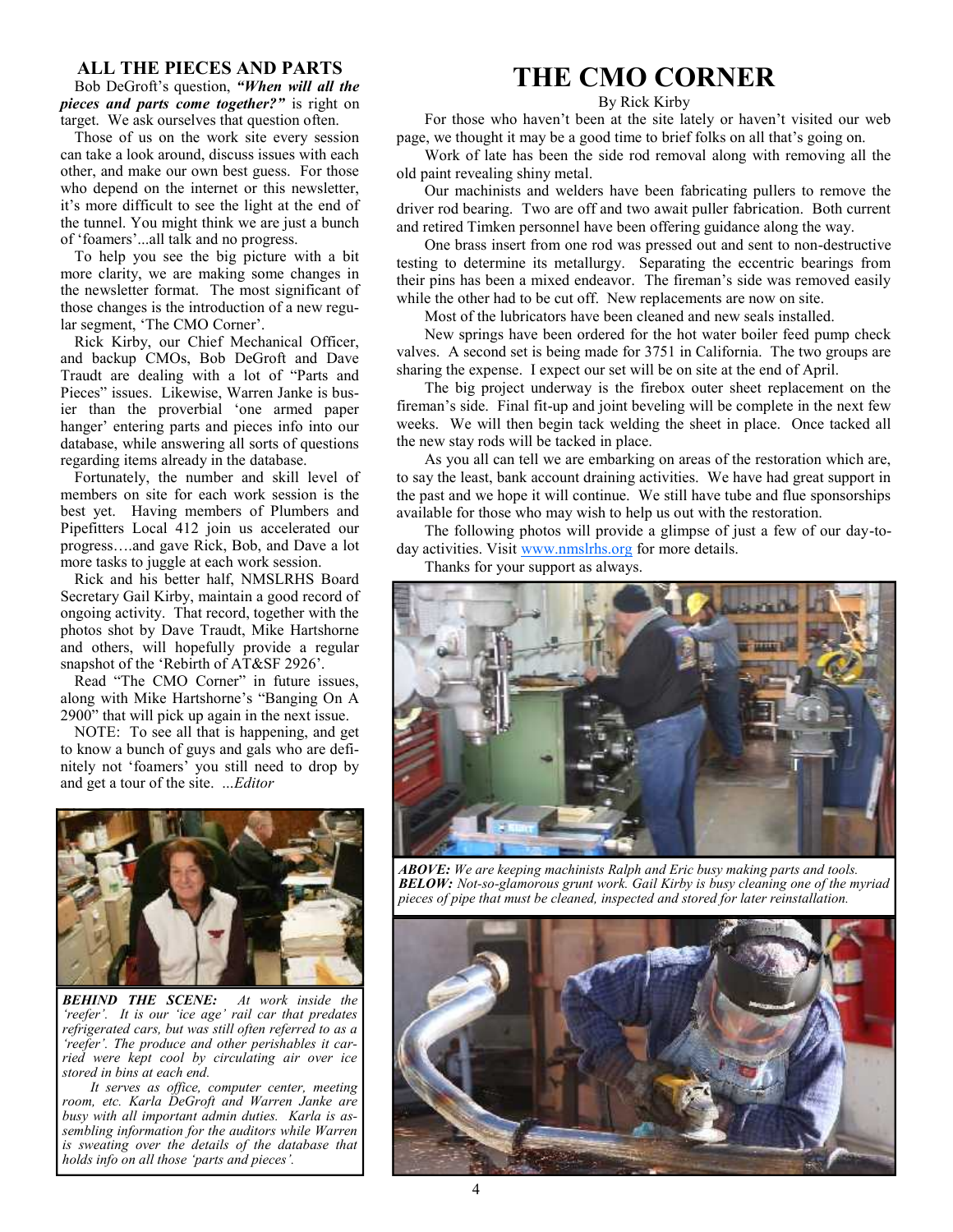## ALL THE PIECES AND PARTS

Bob DeGroft's question, ***"When will all the pieces and parts come together?"*** is right on target. We ask ourselves that question often.

Those of us on the work site every session can take a look around, discuss issues with each other, and make our own best guess. For those who depend on the internet or this newsletter, it's more difficult to see the light at the end of the tunnel. You might think we are just a bunch of 'foamers'...all talk and no progress.

To help you see the big picture with a bit more clarity, we are making some changes in the newsletter format. The most significant of those changes is the introduction of a new regular segment, 'The CMO Corner'.

Rick Kirby, our Chief Mechanical Officer, and backup CMOs, Bob DeGroft and Dave Traudt are dealing with a lot of "Parts and Pieces" issues. Likewise, Warren Janke is busier than the proverbial 'one armed paper hanger' entering parts and pieces info into our database, while answering all sorts of questions regarding items already in the database.

Fortunately, the number and skill level of members on site for each work session is the best yet. Having members of Plumbers and Pipefitters Local 412 join us accelerated our progress….and gave Rick, Bob, and Dave a lot more tasks to juggle at each work session.

Rick and his better half, NMSLRHS Board Secretary Gail Kirby, maintain a good record of ongoing activity. That record, together with the photos shot by Dave Traudt, Mike Hartshorne and others, will hopefully provide a regular snapshot of the 'Rebirth of AT&SF 2926'.

Read "The CMO Corner" in future issues, along with Mike Hartshorne's "Banging On A 2900" that will pick up again in the next issue.

NOTE: To see all that is happening, and get to know a bunch of guys and gals who are definitely not 'foamers' you still need to drop by and get a tour of the site. *...Editor*

***BEHIND THE SCENE:*** *At work inside the 'reefer'. It is our 'ice age' rail car that predates refrigerated cars, but was still often referred to as a 'reefer'. The produce and other perishables it carried were kept cool by circulating air over ice stored in bins at each end.*

*It serves as office, computer center, meeting room, etc. Karla DeGroft and Warren Janke are busy with all important admin duties. Karla is assembling information for the auditors while Warren is sweating over the details of the database that holds info on all those 'parts and pieces'.*

# THE CMO CORNER

By Rick Kirby

For those who haven't been at the site lately or haven't visited our web page, we thought it may be a good time to brief folks on all that's going on.

Work of late has been the side rod removal along with removing all the old paint revealing shiny metal.

Our machinists and welders have been fabricating pullers to remove the driver rod bearing. Two are off and two await puller fabrication. Both current and retired Timken personnel have been offering guidance along the way.

One brass insert from one rod was pressed out and sent to non-destructive testing to determine its metallurgy. Separating the eccentric bearings from their pins has been a mixed endeavor. The fireman's side was removed easily while the other had to be cut off. New replacements are now on site.

Most of the lubricators have been cleaned and new seals installed.

New springs have been ordered for the hot water boiler feed pump check valves. A second set is being made for 3751 in California. The two groups are sharing the expense. I expect our set will be on site at the end of April.

The big project underway is the firebox outer sheet replacement on the fireman's side. Final fit-up and joint beveling will be complete in the next few weeks. We will then begin tack welding the sheet in place. Once tacked all the new stay rods will be tacked in place.

As you all can tell we are embarking on areas of the restoration which are, to say the least, bank account draining activities. We have had great support in the past and we hope it will continue. We still have tube and flue sponsorships available for those who may wish to help us out with the restoration.

The following photos will provide a glimpse of just a few of our day-to-day activities. Visit www.nmslrhs.org for more details.

Thanks for your support as always.

***ABOVE:*** *We are keeping machinists Ralph and Eric busy making parts and tools.*
***BELOW:*** *Not-so-glamorous grunt work. Gail Kirby is busy cleaning one of the myriad pieces of pipe that must be cleaned, inspected and stored for later reinstallation.*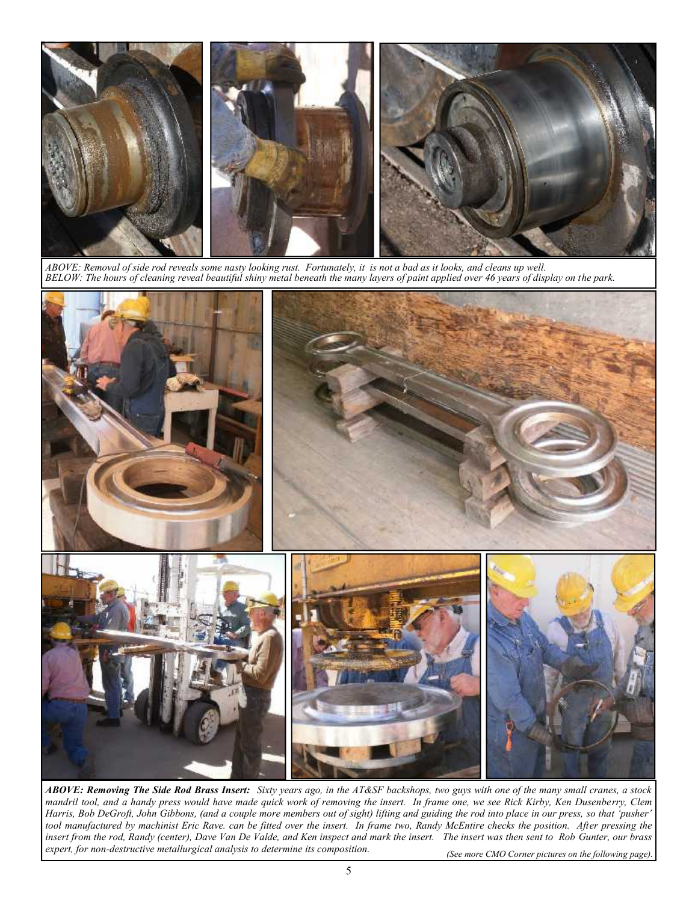*ABOVE: Removal of side rod reveals some nasty looking rust. Fortunately, it is not a bad as it looks, and cleans up well.*
*BELOW: The hours of cleaning reveal beautiful shiny metal beneath the many layers of paint applied over 46 years of display on the park.*

***ABOVE: Removing The Side Rod Brass Insert:*** *Sixty years ago, in the AT&SF backshops, two guys with one of the many small cranes, a stock mandril tool, and a handy press would have made quick work of removing the insert. In frame one, we see Rick Kirby, Ken Dusenberry, Clem Harris, Bob DeGroft, John Gibbons, (and a couple more members out of sight) lifting and guiding the rod into place in our press, so that 'pusher' tool manufactured by machinist Eric Rave. can be fitted over the insert. In frame two, Randy McEntire checks the position. After pressing the insert from the rod, Randy (center), Dave Van De Valde, and Ken inspect and mark the insert. The insert was then sent to Rob Gunter, our brass expert, for non-destructive metallurgical analysis to determine its composition.*

*(See more CMO Corner pictures on the following page).*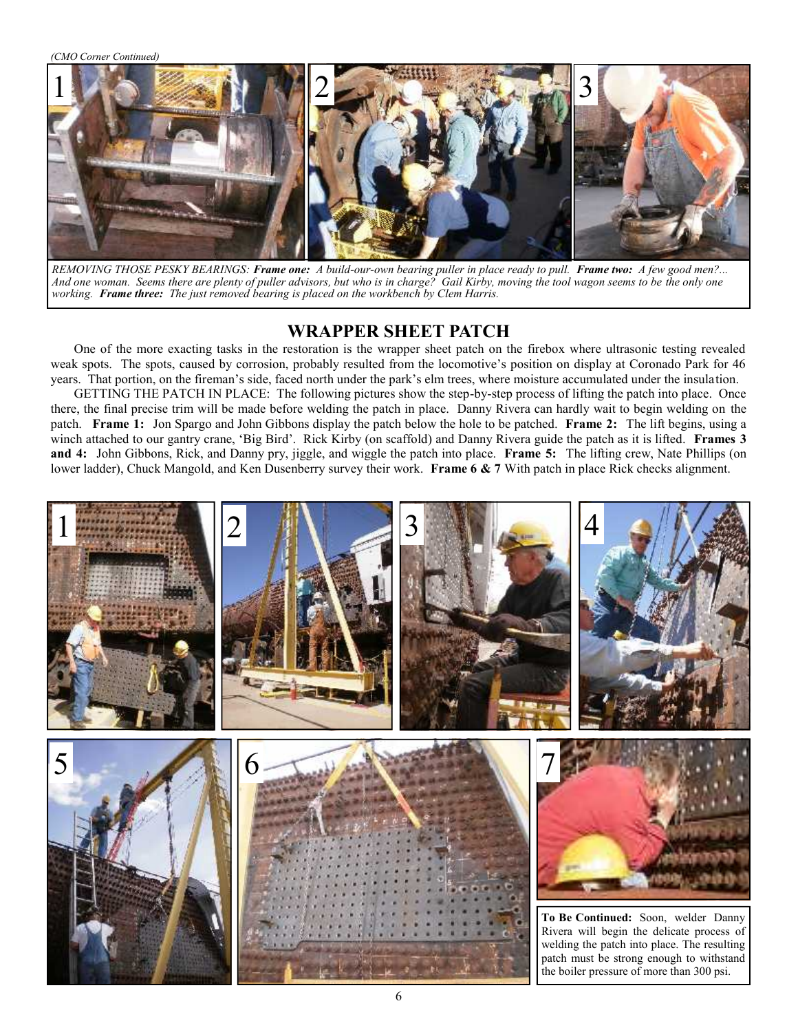*(CMO Corner Continued)*

*REMOVING THOSE PESKY BEARINGS:* ***Frame one:*** *A build-our-own bearing puller in place ready to pull.* ***Frame two:*** *A few good men?... And one woman. Seems there are plenty of puller advisors, but who is in charge? Gail Kirby, moving the tool wagon seems to be the only one working.* ***Frame three:*** *The just removed bearing is placed on the workbench by Clem Harris.*

## WRAPPER SHEET PATCH

One of the more exacting tasks in the restoration is the wrapper sheet patch on the firebox where ultrasonic testing revealed weak spots. The spots, caused by corrosion, probably resulted from the locomotive's position on display at Coronado Park for 46 years. That portion, on the fireman's side, faced north under the park's elm trees, where moisture accumulated under the insulation.

GETTING THE PATCH IN PLACE: The following pictures show the step-by-step process of lifting the patch into place. Once there, the final precise trim will be made before welding the patch in place. Danny Rivera can hardly wait to begin welding on the patch. **Frame 1:** Jon Spargo and John Gibbons display the patch below the hole to be patched. **Frame 2:** The lift begins, using a winch attached to our gantry crane, 'Big Bird'. Rick Kirby (on scaffold) and Danny Rivera guide the patch as it is lifted. **Frames 3 and 4:** John Gibbons, Rick, and Danny pry, jiggle, and wiggle the patch into place. **Frame 5:** The lifting crew, Nate Phillips (on lower ladder), Chuck Mangold, and Ken Dusenberry survey their work. **Frame 6 & 7** With patch in place Rick checks alignment.

**To Be Continued:** Soon, welder Danny Rivera will begin the delicate process of welding the patch into place. The resulting patch must be strong enough to withstand the boiler pressure of more than 300 psi.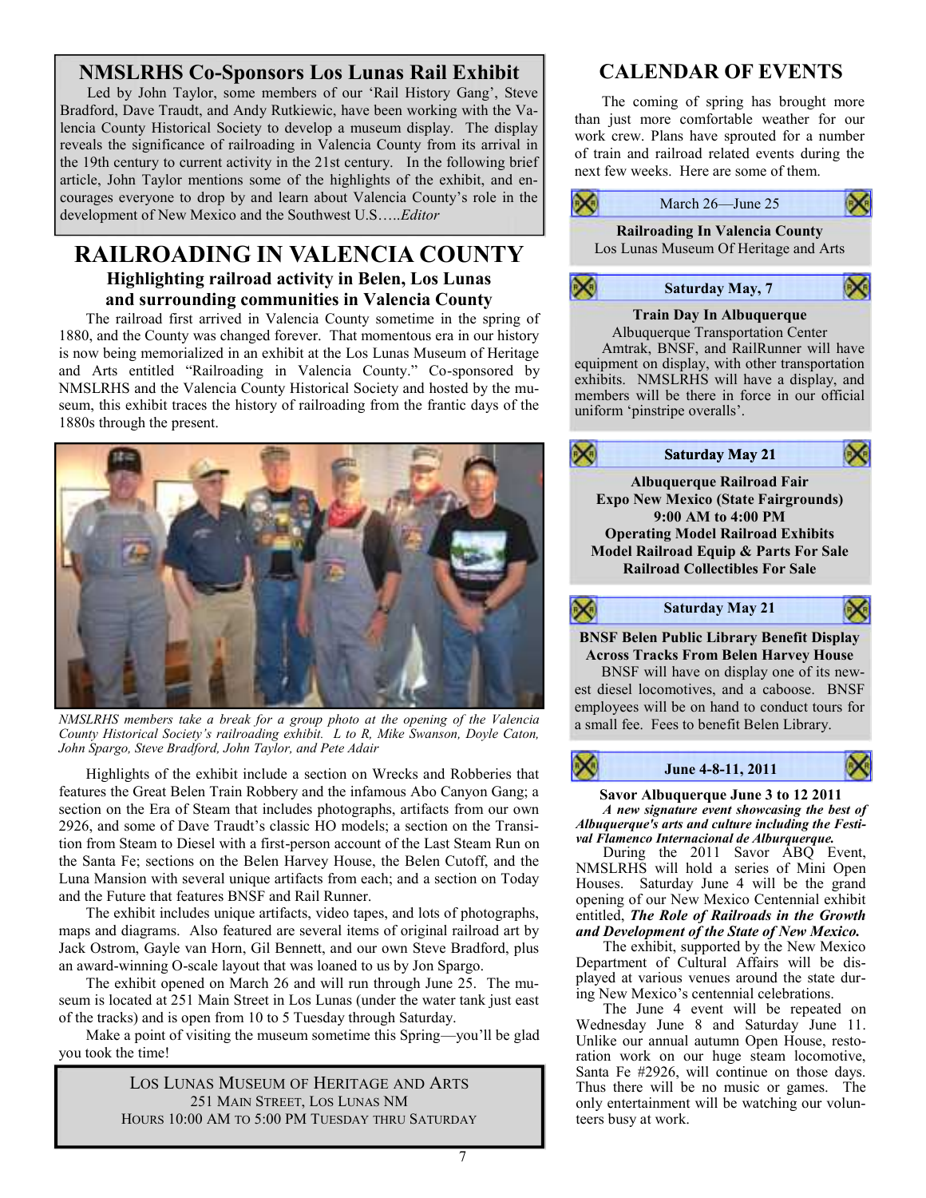## NMSLRHS Co-Sponsors Los Lunas Rail Exhibit

Led by John Taylor, some members of our 'Rail History Gang', Steve Bradford, Dave Traudt, and Andy Rutkiewic, have been working with the Valencia County Historical Society to develop a museum display. The display reveals the significance of railroading in Valencia County from its arrival in the 19th century to current activity in the 21st century. In the following brief article, John Taylor mentions some of the highlights of the exhibit, and encourages everyone to drop by and learn about Valencia County's role in the development of New Mexico and the Southwest U.S…..*Editor*

# RAILROADING IN VALENCIA COUNTY

### Highlighting railroad activity in Belen, Los Lunas and surrounding communities in Valencia County

The railroad first arrived in Valencia County sometime in the spring of 1880, and the County was changed forever. That momentous era in our history is now being memorialized in an exhibit at the Los Lunas Museum of Heritage and Arts entitled "Railroading in Valencia County." Co-sponsored by NMSLRHS and the Valencia County Historical Society and hosted by the museum, this exhibit traces the history of railroading from the frantic days of the 1880s through the present.

*NMSLRHS members take a break for a group photo at the opening of the Valencia County Historical Society's railroading exhibit. L to R, Mike Swanson, Doyle Caton, John Spargo, Steve Bradford, John Taylor, and Pete Adair*

Highlights of the exhibit include a section on Wrecks and Robberies that features the Great Belen Train Robbery and the infamous Abo Canyon Gang; a section on the Era of Steam that includes photographs, artifacts from our own 2926, and some of Dave Traudt's classic HO models; a section on the Transition from Steam to Diesel with a first-person account of the Last Steam Run on the Santa Fe; sections on the Belen Harvey House, the Belen Cutoff, and the Luna Mansion with several unique artifacts from each; and a section on Today and the Future that features BNSF and Rail Runner.

The exhibit includes unique artifacts, video tapes, and lots of photographs, maps and diagrams. Also featured are several items of original railroad art by Jack Ostrom, Gayle van Horn, Gil Bennett, and our own Steve Bradford, plus an award-winning O-scale layout that was loaned to us by Jon Spargo.

The exhibit opened on March 26 and will run through June 25. The museum is located at 251 Main Street in Los Lunas (under the water tank just east of the tracks) and is open from 10 to 5 Tuesday through Saturday.

Make a point of visiting the museum sometime this Spring—you'll be glad you took the time!

> LOS LUNAS MUSEUM OF HERITAGE AND ARTS
> 251 MAIN STREET, LOS LUNAS NM
> HOURS 10:00 AM TO 5:00 PM TUESDAY THRU SATURDAY

## CALENDAR OF EVENTS

The coming of spring has brought more than just more comfortable weather for our work crew. Plans have sprouted for a number of train and railroad related events during the next few weeks. Here are some of them.

**March 26—June 25**

**Railroading In Valencia County**
Los Lunas Museum Of Heritage and Arts

**Saturday May, 7**

**Train Day In Albuquerque**
Albuquerque Transportation Center

Amtrak, BNSF, and RailRunner will have equipment on display, with other transportation exhibits. NMSLRHS will have a display, and members will be there in force in our official uniform 'pinstripe overalls'.

**Saturday May 21**

**Albuquerque Railroad Fair**
**Expo New Mexico (State Fairgrounds)**
**9:00 AM to 4:00 PM**
**Operating Model Railroad Exhibits**
**Model Railroad Equip & Parts For Sale**
**Railroad Collectibles For Sale**

**Saturday May 21**

**BNSF Belen Public Library Benefit Display**
**Across Tracks From Belen Harvey House**

BNSF will have on display one of its newest diesel locomotives, and a caboose. BNSF employees will be on hand to conduct tours for a small fee. Fees to benefit Belen Library.

**June 4-8-11, 2011**

**Savor Albuquerque June 3 to 12 2011**
***A new signature event showcasing the best of Albuquerque's arts and culture including the Festival Flamenco Internacional de Alburquerque.***

During the 2011 Savor ABQ Event, NMSLRHS will hold a series of Mini Open Houses. Saturday June 4 will be the grand opening of our New Mexico Centennial exhibit entitled, ***The Role of Railroads in the Growth and Development of the State of New Mexico.***

The exhibit, supported by the New Mexico Department of Cultural Affairs will be displayed at various venues around the state during New Mexico's centennial celebrations.

The June 4 event will be repeated on Wednesday June 8 and Saturday June 11. Unlike our annual autumn Open House, restoration work on our huge steam locomotive, Santa Fe #2926, will continue on those days. Thus there will be no music or games. The only entertainment will be watching our volunteers busy at work.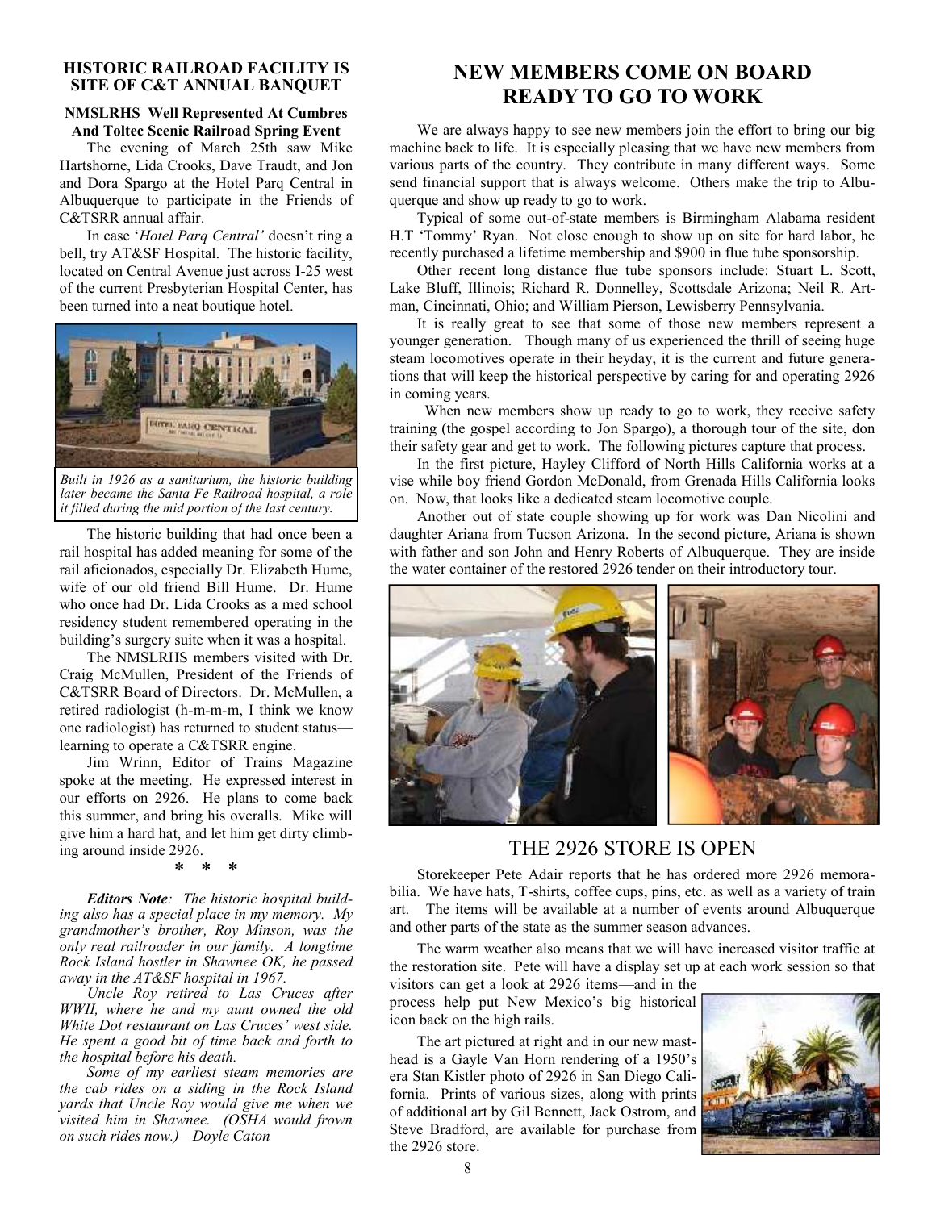## HISTORIC RAILROAD FACILITY IS SITE OF C&T ANNUAL BANQUET

### NMSLRHS Well Represented At Cumbres And Toltec Scenic Railroad Spring Event

The evening of March 25th saw Mike Hartshorne, Lida Crooks, Dave Traudt, and Jon and Dora Spargo at the Hotel Parq Central in Albuquerque to participate in the Friends of C&TSRR annual affair.

In case '*Hotel Parq Central'* doesn't ring a bell, try AT&SF Hospital. The historic facility, located on Central Avenue just across I-25 west of the current Presbyterian Hospital Center, has been turned into a neat boutique hotel.

*Built in 1926 as a sanitarium, the historic building later became the Santa Fe Railroad hospital, a role it filled during the mid portion of the last century.*

The historic building that had once been a rail hospital has added meaning for some of the rail aficionados, especially Dr. Elizabeth Hume, wife of our old friend Bill Hume. Dr. Hume who once had Dr. Lida Crooks as a med school residency student remembered operating in the building's surgery suite when it was a hospital.

The NMSLRHS members visited with Dr. Craig McMullen, President of the Friends of C&TSRR Board of Directors. Dr. McMullen, a retired radiologist (h-m-m-m, I think we know one radiologist) has returned to student status—learning to operate a C&TSRR engine.

Jim Wrinn, Editor of Trains Magazine spoke at the meeting. He expressed interest in our efforts on 2926. He plans to come back this summer, and bring his overalls. Mike will give him a hard hat, and let him get dirty climbing around inside 2926.

\* \* \*

***Editors Note**: The historic hospital building also has a special place in my memory. My grandmother's brother, Roy Minson, was the only real railroader in our family. A longtime Rock Island hostler in Shawnee OK, he passed away in the AT&SF hospital in 1967.*

*Uncle Roy retired to Las Cruces after WWII, where he and my aunt owned the old White Dot restaurant on Las Cruces' west side. He spent a good bit of time back and forth to the hospital before his death.*

*Some of my earliest steam memories are the cab rides on a siding in the Rock Island yards that Uncle Roy would give me when we visited him in Shawnee. (OSHA would frown on such rides now.)—Doyle Caton*

## NEW MEMBERS COME ON BOARD READY TO GO TO WORK

We are always happy to see new members join the effort to bring our big machine back to life. It is especially pleasing that we have new members from various parts of the country. They contribute in many different ways. Some send financial support that is always welcome. Others make the trip to Albuquerque and show up ready to go to work.

Typical of some out-of-state members is Birmingham Alabama resident H.T 'Tommy' Ryan. Not close enough to show up on site for hard labor, he recently purchased a lifetime membership and $900 in flue tube sponsorship.

Other recent long distance flue tube sponsors include: Stuart L. Scott, Lake Bluff, Illinois; Richard R. Donnelley, Scottsdale Arizona; Neil R. Artman, Cincinnati, Ohio; and William Pierson, Lewisberry Pennsylvania.

It is really great to see that some of those new members represent a younger generation. Though many of us experienced the thrill of seeing huge steam locomotives operate in their heyday, it is the current and future generations that will keep the historical perspective by caring for and operating 2926 in coming years.

When new members show up ready to go to work, they receive safety training (the gospel according to Jon Spargo), a thorough tour of the site, don their safety gear and get to work. The following pictures capture that process.

In the first picture, Hayley Clifford of North Hills California works at a vise while boy friend Gordon McDonald, from Grenada Hills California looks on. Now, that looks like a dedicated steam locomotive couple.

Another out of state couple showing up for work was Dan Nicolini and daughter Ariana from Tucson Arizona. In the second picture, Ariana is shown with father and son John and Henry Roberts of Albuquerque. They are inside the water container of the restored 2926 tender on their introductory tour.

## THE 2926 STORE IS OPEN

Storekeeper Pete Adair reports that he has ordered more 2926 memorabilia. We have hats, T-shirts, coffee cups, pins, etc. as well as a variety of train art. The items will be available at a number of events around Albuquerque and other parts of the state as the summer season advances.

The warm weather also means that we will have increased visitor traffic at the restoration site. Pete will have a display set up at each work session so that visitors can get a look at 2926 items—and in the process help put New Mexico's big historical icon back on the high rails.

The art pictured at right and in our new masthead is a Gayle Van Horn rendering of a 1950's era Stan Kistler photo of 2926 in San Diego California. Prints of various sizes, along with prints of additional art by Gil Bennett, Jack Ostrom, and Steve Bradford, are available for purchase from the 2926 store.